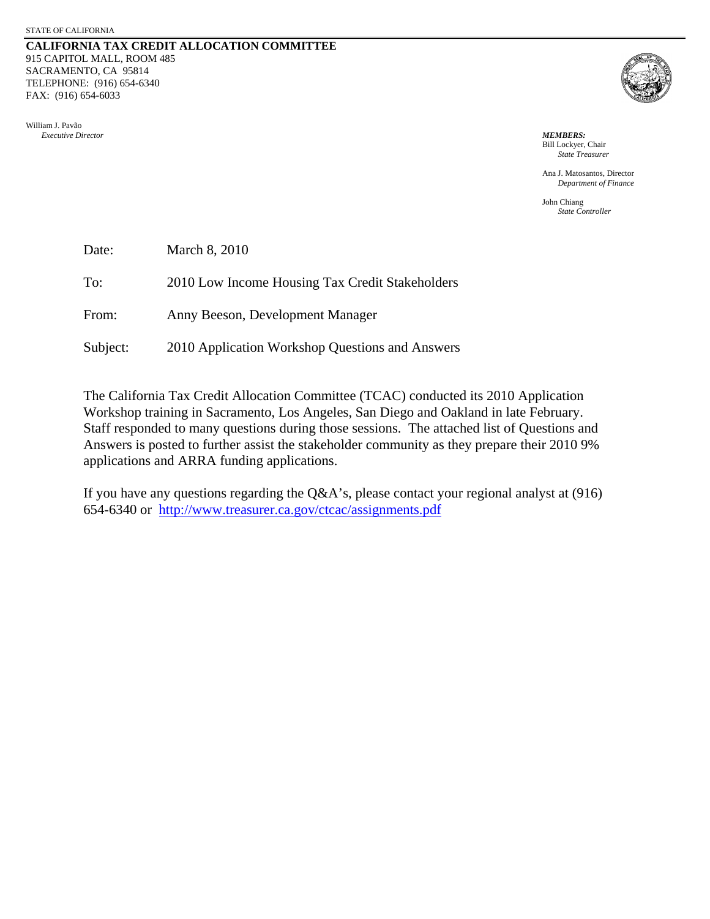STATE OF CALIFORNIA

**CALIFORNIA TAX CREDIT ALLOCATION COMMITTEE**
915 CAPITOL MALL, ROOM 485
SACRAMENTO, CA 95814
TELEPHONE: (916) 654-6340
FAX: (916) 654-6033

William J. Pavão
*Executive Director*

***MEMBERS:***
Bill Lockyer, Chair
*State Treasurer*

Ana J. Matosantos, Director
*Department of Finance*

John Chiang
*State Controller*

Date: March 8, 2010

To: 2010 Low Income Housing Tax Credit Stakeholders

From: Anny Beeson, Development Manager

Subject: 2010 Application Workshop Questions and Answers

The California Tax Credit Allocation Committee (TCAC) conducted its 2010 Application Workshop training in Sacramento, Los Angeles, San Diego and Oakland in late February. Staff responded to many questions during those sessions. The attached list of Questions and Answers is posted to further assist the stakeholder community as they prepare their 2010 9% applications and ARRA funding applications.

If you have any questions regarding the Q&A's, please contact your regional analyst at (916) 654-6340 or http://www.treasurer.ca.gov/ctcac/assignments.pdf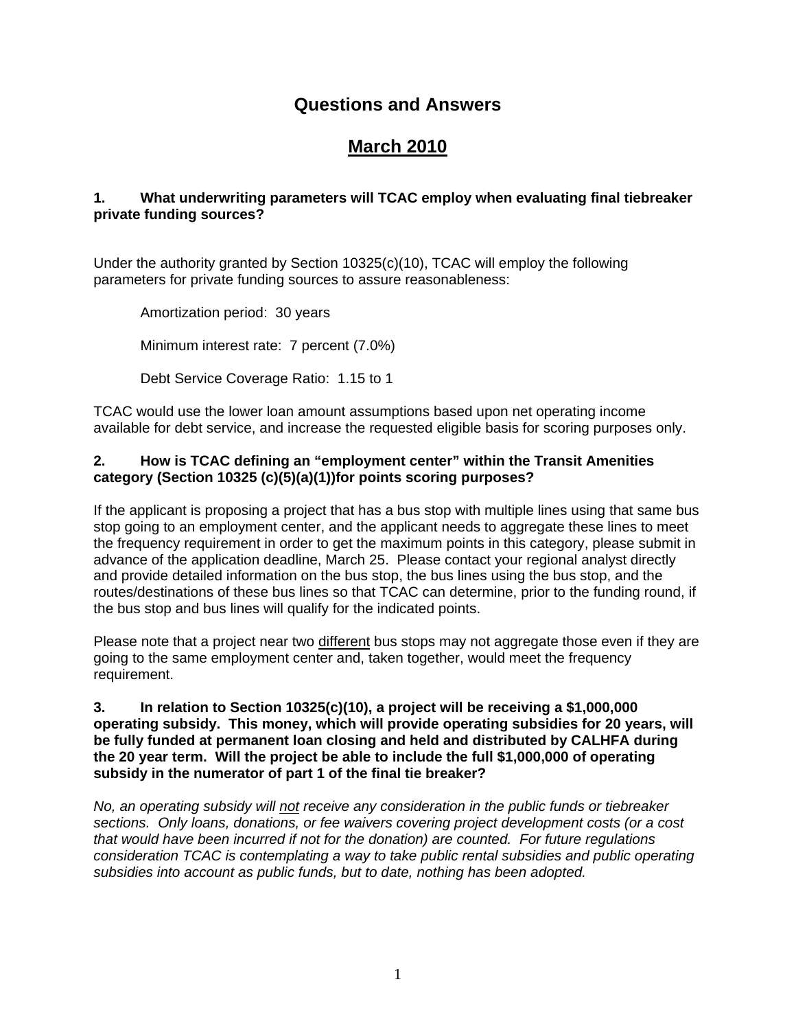# Questions and Answers

## March 2010

**1. What underwriting parameters will TCAC employ when evaluating final tiebreaker private funding sources?**

Under the authority granted by Section 10325(c)(10), TCAC will employ the following parameters for private funding sources to assure reasonableness:

Amortization period: 30 years

Minimum interest rate: 7 percent (7.0%)

Debt Service Coverage Ratio: 1.15 to 1

TCAC would use the lower loan amount assumptions based upon net operating income available for debt service, and increase the requested eligible basis for scoring purposes only.

**2. How is TCAC defining an "employment center" within the Transit Amenities category (Section 10325 (c)(5)(a)(1))for points scoring purposes?**

If the applicant is proposing a project that has a bus stop with multiple lines using that same bus stop going to an employment center, and the applicant needs to aggregate these lines to meet the frequency requirement in order to get the maximum points in this category, please submit in advance of the application deadline, March 25. Please contact your regional analyst directly and provide detailed information on the bus stop, the bus lines using the bus stop, and the routes/destinations of these bus lines so that TCAC can determine, prior to the funding round, if the bus stop and bus lines will qualify for the indicated points.

Please note that a project near two <u>different</u> bus stops may not aggregate those even if they are going to the same employment center and, taken together, would meet the frequency requirement.

**3. In relation to Section 10325(c)(10), a project will be receiving a $1,000,000 operating subsidy. This money, which will provide operating subsidies for 20 years, will be fully funded at permanent loan closing and held and distributed by CALHFA during the 20 year term. Will the project be able to include the full $1,000,000 of operating subsidy in the numerator of part 1 of the final tie breaker?**

*No, an operating subsidy will <u>not</u> receive any consideration in the public funds or tiebreaker sections. Only loans, donations, or fee waivers covering project development costs (or a cost that would have been incurred if not for the donation) are counted. For future regulations consideration TCAC is contemplating a way to take public rental subsidies and public operating subsidies into account as public funds, but to date, nothing has been adopted.*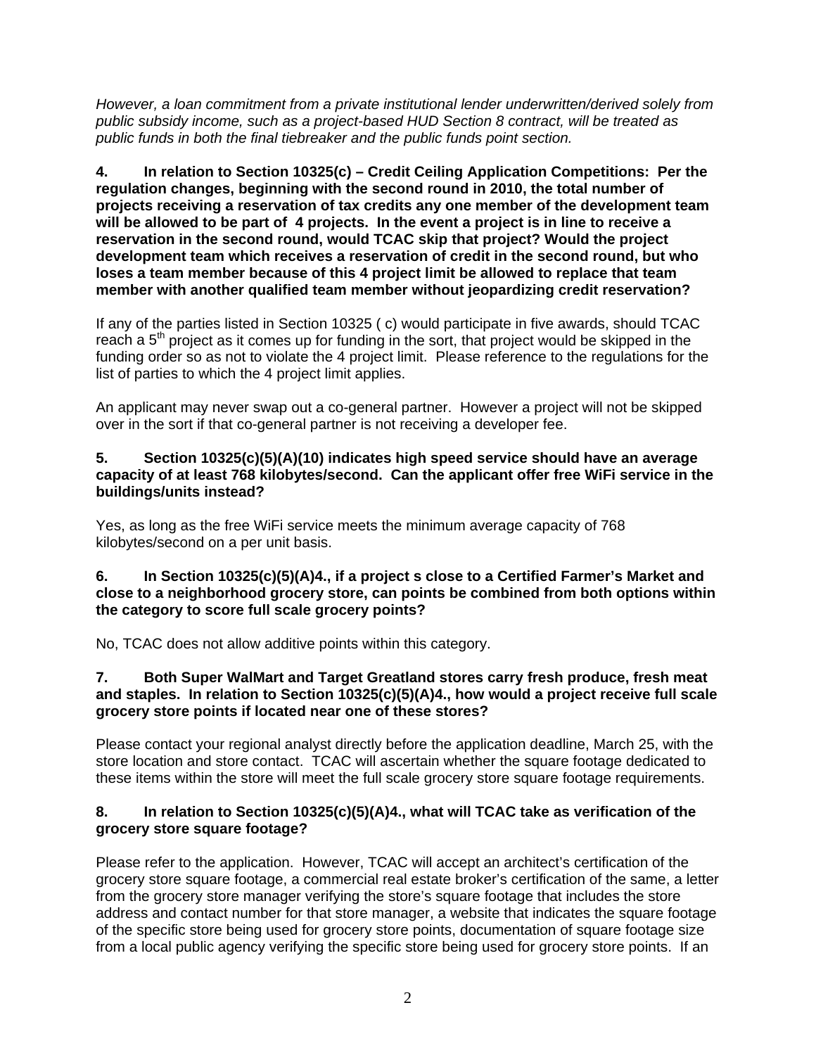*However, a loan commitment from a private institutional lender underwritten/derived solely from public subsidy income, such as a project-based HUD Section 8 contract, will be treated as public funds in both the final tiebreaker and the public funds point section.*

**4. In relation to Section 10325(c) – Credit Ceiling Application Competitions: Per the regulation changes, beginning with the second round in 2010, the total number of projects receiving a reservation of tax credits any one member of the development team will be allowed to be part of 4 projects. In the event a project is in line to receive a reservation in the second round, would TCAC skip that project? Would the project development team which receives a reservation of credit in the second round, but who loses a team member because of this 4 project limit be allowed to replace that team member with another qualified team member without jeopardizing credit reservation?**

If any of the parties listed in Section 10325 ( c) would participate in five awards, should TCAC reach a 5th project as it comes up for funding in the sort, that project would be skipped in the funding order so as not to violate the 4 project limit. Please reference to the regulations for the list of parties to which the 4 project limit applies.

An applicant may never swap out a co-general partner. However a project will not be skipped over in the sort if that co-general partner is not receiving a developer fee.

**5. Section 10325(c)(5)(A)(10) indicates high speed service should have an average capacity of at least 768 kilobytes/second. Can the applicant offer free WiFi service in the buildings/units instead?**

Yes, as long as the free WiFi service meets the minimum average capacity of 768 kilobytes/second on a per unit basis.

**6. In Section 10325(c)(5)(A)4., if a project s close to a Certified Farmer's Market and close to a neighborhood grocery store, can points be combined from both options within the category to score full scale grocery points?**

No, TCAC does not allow additive points within this category.

**7. Both Super WalMart and Target Greatland stores carry fresh produce, fresh meat and staples. In relation to Section 10325(c)(5)(A)4., how would a project receive full scale grocery store points if located near one of these stores?**

Please contact your regional analyst directly before the application deadline, March 25, with the store location and store contact. TCAC will ascertain whether the square footage dedicated to these items within the store will meet the full scale grocery store square footage requirements.

**8. In relation to Section 10325(c)(5)(A)4., what will TCAC take as verification of the grocery store square footage?**

Please refer to the application. However, TCAC will accept an architect's certification of the grocery store square footage, a commercial real estate broker's certification of the same, a letter from the grocery store manager verifying the store's square footage that includes the store address and contact number for that store manager, a website that indicates the square footage of the specific store being used for grocery store points, documentation of square footage size from a local public agency verifying the specific store being used for grocery store points. If an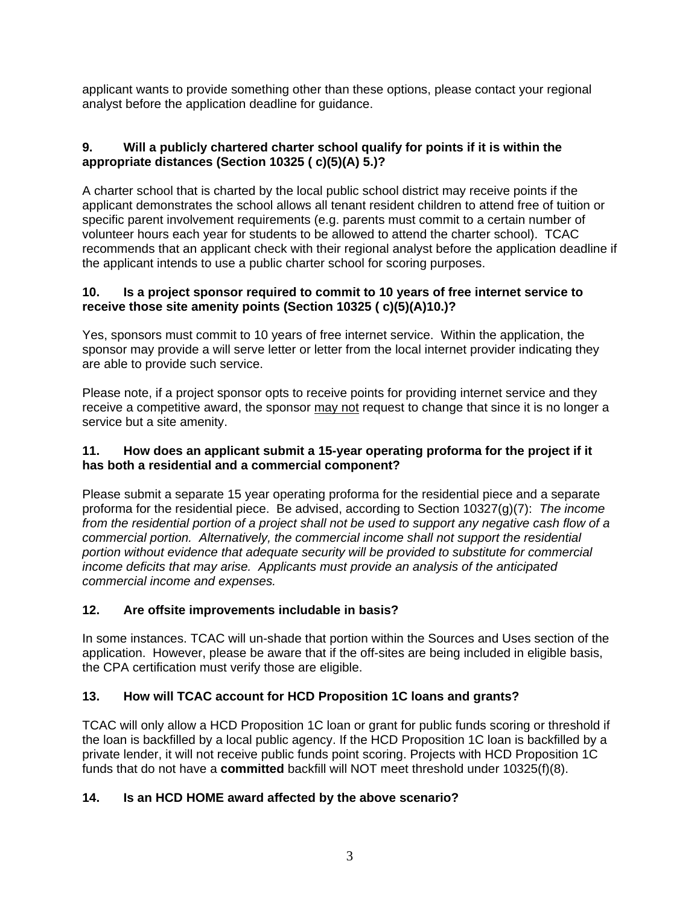applicant wants to provide something other than these options, please contact your regional analyst before the application deadline for guidance.

**9. Will a publicly chartered charter school qualify for points if it is within the appropriate distances (Section 10325 ( c)(5)(A) 5.)?**

A charter school that is charted by the local public school district may receive points if the applicant demonstrates the school allows all tenant resident children to attend free of tuition or specific parent involvement requirements (e.g. parents must commit to a certain number of volunteer hours each year for students to be allowed to attend the charter school). TCAC recommends that an applicant check with their regional analyst before the application deadline if the applicant intends to use a public charter school for scoring purposes.

**10. Is a project sponsor required to commit to 10 years of free internet service to receive those site amenity points (Section 10325 ( c)(5)(A)10.)?**

Yes, sponsors must commit to 10 years of free internet service. Within the application, the sponsor may provide a will serve letter or letter from the local internet provider indicating they are able to provide such service.

Please note, if a project sponsor opts to receive points for providing internet service and they receive a competitive award, the sponsor may not request to change that since it is no longer a service but a site amenity.

**11. How does an applicant submit a 15-year operating proforma for the project if it has both a residential and a commercial component?**

Please submit a separate 15 year operating proforma for the residential piece and a separate proforma for the residential piece. Be advised, according to Section 10327(g)(7): *The income from the residential portion of a project shall not be used to support any negative cash flow of a commercial portion. Alternatively, the commercial income shall not support the residential portion without evidence that adequate security will be provided to substitute for commercial income deficits that may arise. Applicants must provide an analysis of the anticipated commercial income and expenses.*

**12. Are offsite improvements includable in basis?**

In some instances. TCAC will un-shade that portion within the Sources and Uses section of the application. However, please be aware that if the off-sites are being included in eligible basis, the CPA certification must verify those are eligible.

**13. How will TCAC account for HCD Proposition 1C loans and grants?**

TCAC will only allow a HCD Proposition 1C loan or grant for public funds scoring or threshold if the loan is backfilled by a local public agency. If the HCD Proposition 1C loan is backfilled by a private lender, it will not receive public funds point scoring. Projects with HCD Proposition 1C funds that do not have a **committed** backfill will NOT meet threshold under 10325(f)(8).

**14. Is an HCD HOME award affected by the above scenario?**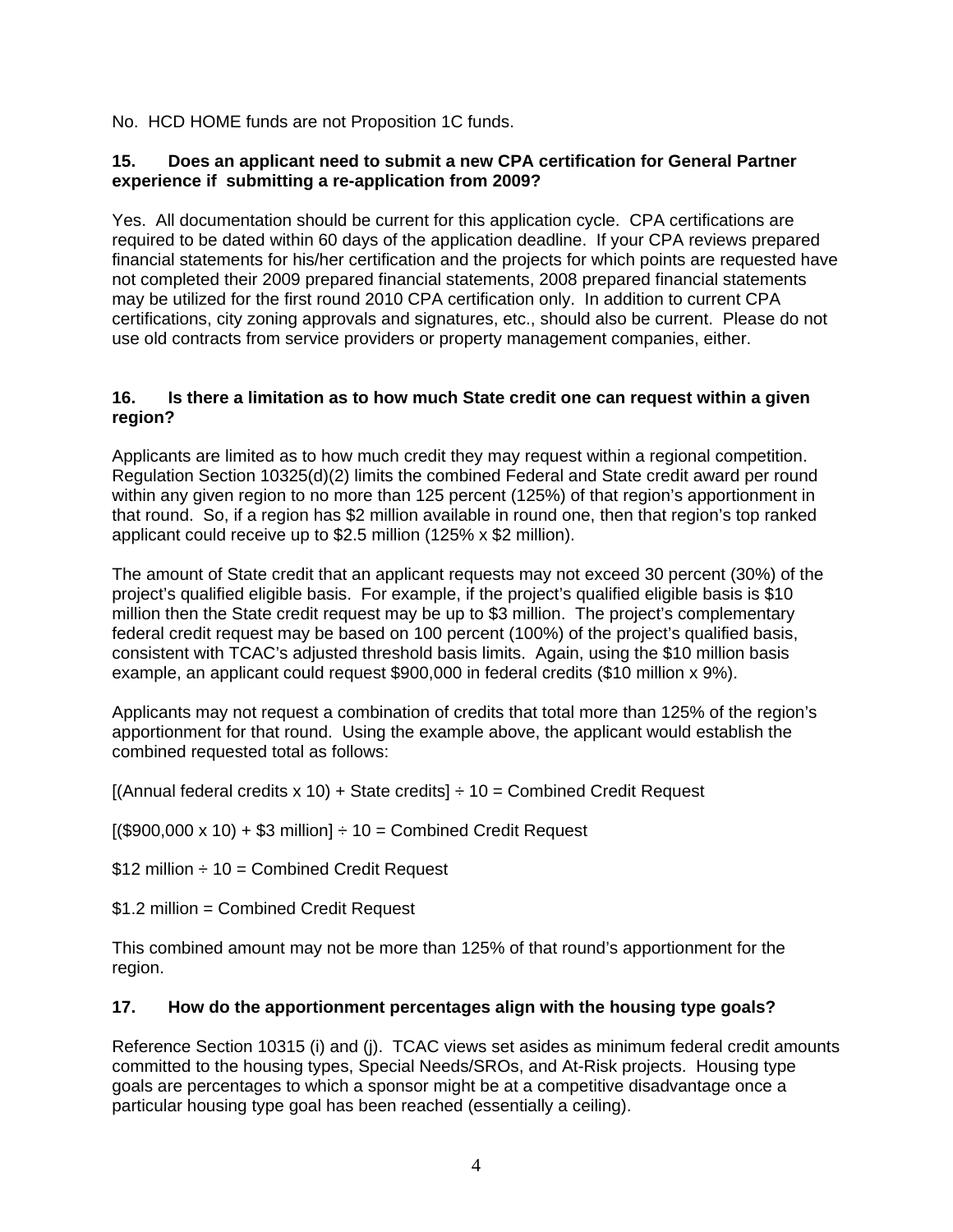No. HCD HOME funds are not Proposition 1C funds.

**15. Does an applicant need to submit a new CPA certification for General Partner experience if submitting a re-application from 2009?**

Yes. All documentation should be current for this application cycle. CPA certifications are required to be dated within 60 days of the application deadline. If your CPA reviews prepared financial statements for his/her certification and the projects for which points are requested have not completed their 2009 prepared financial statements, 2008 prepared financial statements may be utilized for the first round 2010 CPA certification only. In addition to current CPA certifications, city zoning approvals and signatures, etc., should also be current. Please do not use old contracts from service providers or property management companies, either.

**16. Is there a limitation as to how much State credit one can request within a given region?**

Applicants are limited as to how much credit they may request within a regional competition. Regulation Section 10325(d)(2) limits the combined Federal and State credit award per round within any given region to no more than 125 percent (125%) of that region's apportionment in that round. So, if a region has $2 million available in round one, then that region's top ranked applicant could receive up to $2.5 million (125% x $2 million).

The amount of State credit that an applicant requests may not exceed 30 percent (30%) of the project's qualified eligible basis. For example, if the project's qualified eligible basis is $10 million then the State credit request may be up to $3 million. The project's complementary federal credit request may be based on 100 percent (100%) of the project's qualified basis, consistent with TCAC's adjusted threshold basis limits. Again, using the $10 million basis example, an applicant could request $900,000 in federal credits ($10 million x 9%).

Applicants may not request a combination of credits that total more than 125% of the region's apportionment for that round. Using the example above, the applicant would establish the combined requested total as follows:

[(Annual federal credits x 10) + State credits] ÷ 10 = Combined Credit Request

[($900,000 x 10) + $3 million] ÷ 10 = Combined Credit Request

$12 million ÷ 10 = Combined Credit Request

$1.2 million = Combined Credit Request

This combined amount may not be more than 125% of that round's apportionment for the region.

**17. How do the apportionment percentages align with the housing type goals?**

Reference Section 10315 (i) and (j). TCAC views set asides as minimum federal credit amounts committed to the housing types, Special Needs/SROs, and At-Risk projects. Housing type goals are percentages to which a sponsor might be at a competitive disadvantage once a particular housing type goal has been reached (essentially a ceiling).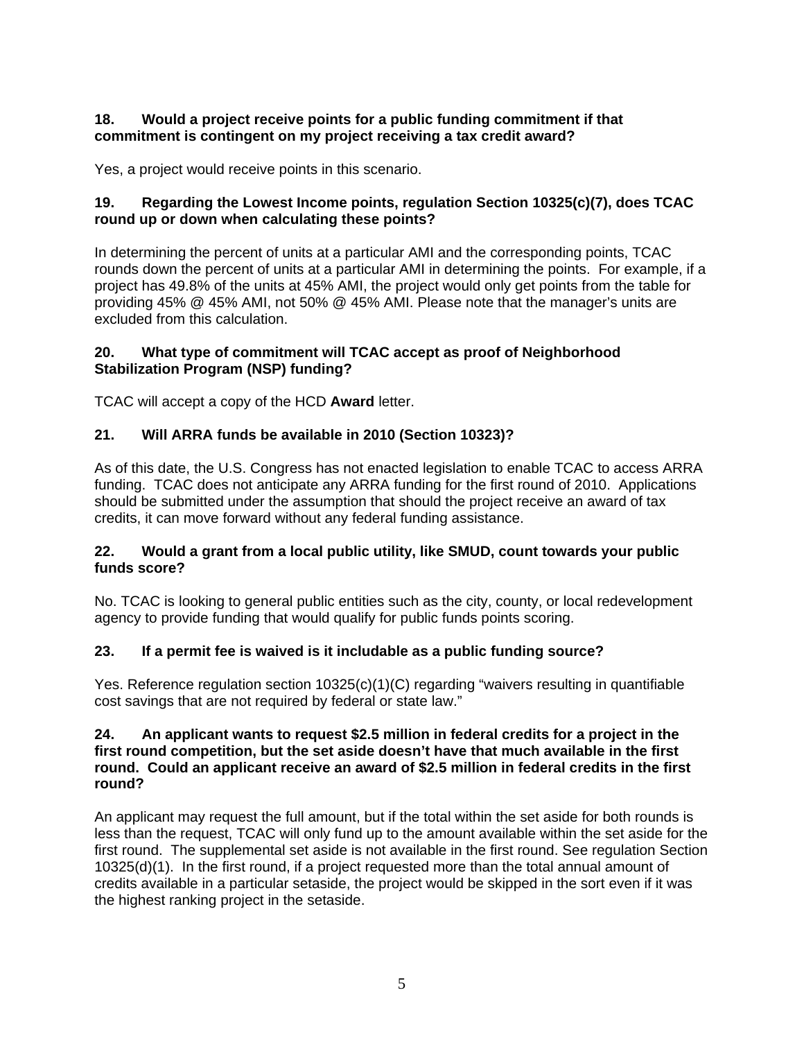**18. Would a project receive points for a public funding commitment if that commitment is contingent on my project receiving a tax credit award?**

Yes, a project would receive points in this scenario.

**19. Regarding the Lowest Income points, regulation Section 10325(c)(7), does TCAC round up or down when calculating these points?**

In determining the percent of units at a particular AMI and the corresponding points, TCAC rounds down the percent of units at a particular AMI in determining the points. For example, if a project has 49.8% of the units at 45% AMI, the project would only get points from the table for providing 45% @ 45% AMI, not 50% @ 45% AMI. Please note that the manager's units are excluded from this calculation.

**20. What type of commitment will TCAC accept as proof of Neighborhood Stabilization Program (NSP) funding?**

TCAC will accept a copy of the HCD **Award** letter.

**21. Will ARRA funds be available in 2010 (Section 10323)?**

As of this date, the U.S. Congress has not enacted legislation to enable TCAC to access ARRA funding. TCAC does not anticipate any ARRA funding for the first round of 2010. Applications should be submitted under the assumption that should the project receive an award of tax credits, it can move forward without any federal funding assistance.

**22. Would a grant from a local public utility, like SMUD, count towards your public funds score?**

No. TCAC is looking to general public entities such as the city, county, or local redevelopment agency to provide funding that would qualify for public funds points scoring.

**23. If a permit fee is waived is it includable as a public funding source?**

Yes. Reference regulation section 10325(c)(1)(C) regarding "waivers resulting in quantifiable cost savings that are not required by federal or state law."

**24. An applicant wants to request $2.5 million in federal credits for a project in the first round competition, but the set aside doesn't have that much available in the first round. Could an applicant receive an award of $2.5 million in federal credits in the first round?**

An applicant may request the full amount, but if the total within the set aside for both rounds is less than the request, TCAC will only fund up to the amount available within the set aside for the first round. The supplemental set aside is not available in the first round. See regulation Section 10325(d)(1). In the first round, if a project requested more than the total annual amount of credits available in a particular setaside, the project would be skipped in the sort even if it was the highest ranking project in the setaside.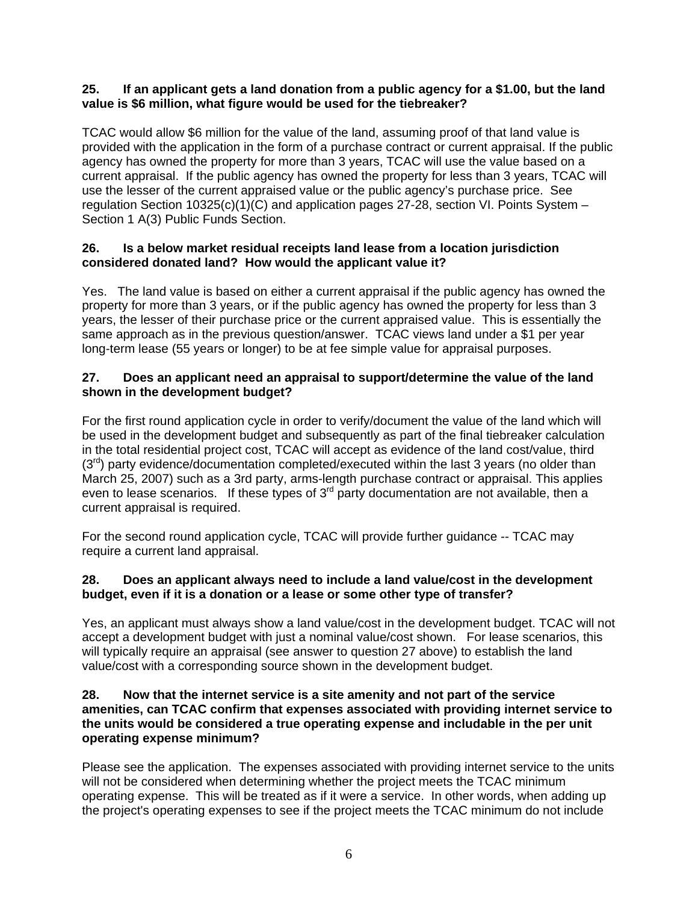**25. If an applicant gets a land donation from a public agency for a $1.00, but the land value is $6 million, what figure would be used for the tiebreaker?**

TCAC would allow $6 million for the value of the land, assuming proof of that land value is provided with the application in the form of a purchase contract or current appraisal. If the public agency has owned the property for more than 3 years, TCAC will use the value based on a current appraisal. If the public agency has owned the property for less than 3 years, TCAC will use the lesser of the current appraised value or the public agency's purchase price. See regulation Section 10325(c)(1)(C) and application pages 27-28, section VI. Points System – Section 1 A(3) Public Funds Section.

**26. Is a below market residual receipts land lease from a location jurisdiction considered donated land? How would the applicant value it?**

Yes. The land value is based on either a current appraisal if the public agency has owned the property for more than 3 years, or if the public agency has owned the property for less than 3 years, the lesser of their purchase price or the current appraised value. This is essentially the same approach as in the previous question/answer. TCAC views land under a $1 per year long-term lease (55 years or longer) to be at fee simple value for appraisal purposes.

**27. Does an applicant need an appraisal to support/determine the value of the land shown in the development budget?**

For the first round application cycle in order to verify/document the value of the land which will be used in the development budget and subsequently as part of the final tiebreaker calculation in the total residential project cost, TCAC will accept as evidence of the land cost/value, third (3rd) party evidence/documentation completed/executed within the last 3 years (no older than March 25, 2007) such as a 3rd party, arms-length purchase contract or appraisal. This applies even to lease scenarios. If these types of 3rd party documentation are not available, then a current appraisal is required.

For the second round application cycle, TCAC will provide further guidance -- TCAC may require a current land appraisal.

**28. Does an applicant always need to include a land value/cost in the development budget, even if it is a donation or a lease or some other type of transfer?**

Yes, an applicant must always show a land value/cost in the development budget. TCAC will not accept a development budget with just a nominal value/cost shown. For lease scenarios, this will typically require an appraisal (see answer to question 27 above) to establish the land value/cost with a corresponding source shown in the development budget.

**28. Now that the internet service is a site amenity and not part of the service amenities, can TCAC confirm that expenses associated with providing internet service to the units would be considered a true operating expense and includable in the per unit operating expense minimum?**

Please see the application. The expenses associated with providing internet service to the units will not be considered when determining whether the project meets the TCAC minimum operating expense. This will be treated as if it were a service. In other words, when adding up the project's operating expenses to see if the project meets the TCAC minimum do not include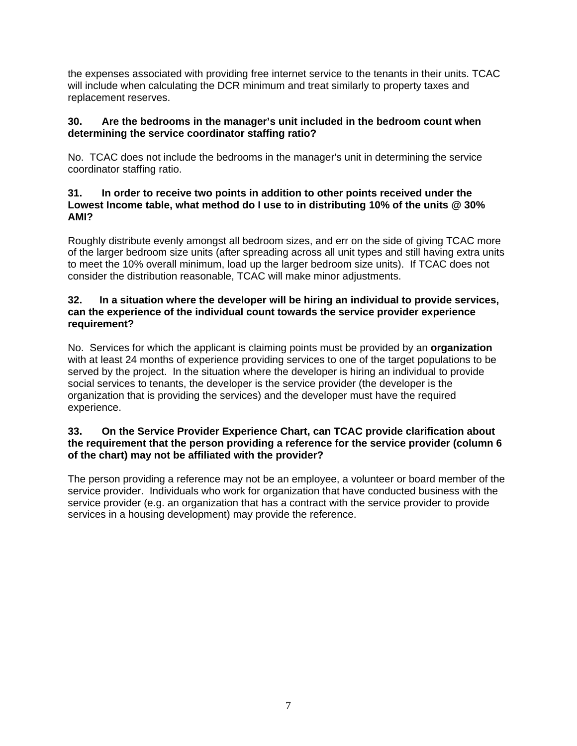the expenses associated with providing free internet service to the tenants in their units. TCAC will include when calculating the DCR minimum and treat similarly to property taxes and replacement reserves.

**30. Are the bedrooms in the manager's unit included in the bedroom count when determining the service coordinator staffing ratio?**

No. TCAC does not include the bedrooms in the manager's unit in determining the service coordinator staffing ratio.

**31. In order to receive two points in addition to other points received under the Lowest Income table, what method do I use to in distributing 10% of the units @ 30% AMI?**

Roughly distribute evenly amongst all bedroom sizes, and err on the side of giving TCAC more of the larger bedroom size units (after spreading across all unit types and still having extra units to meet the 10% overall minimum, load up the larger bedroom size units). If TCAC does not consider the distribution reasonable, TCAC will make minor adjustments.

**32. In a situation where the developer will be hiring an individual to provide services, can the experience of the individual count towards the service provider experience requirement?**

No. Services for which the applicant is claiming points must be provided by an **organization** with at least 24 months of experience providing services to one of the target populations to be served by the project. In the situation where the developer is hiring an individual to provide social services to tenants, the developer is the service provider (the developer is the organization that is providing the services) and the developer must have the required experience.

**33. On the Service Provider Experience Chart, can TCAC provide clarification about the requirement that the person providing a reference for the service provider (column 6 of the chart) may not be affiliated with the provider?**

The person providing a reference may not be an employee, a volunteer or board member of the service provider. Individuals who work for organization that have conducted business with the service provider (e.g. an organization that has a contract with the service provider to provide services in a housing development) may provide the reference.